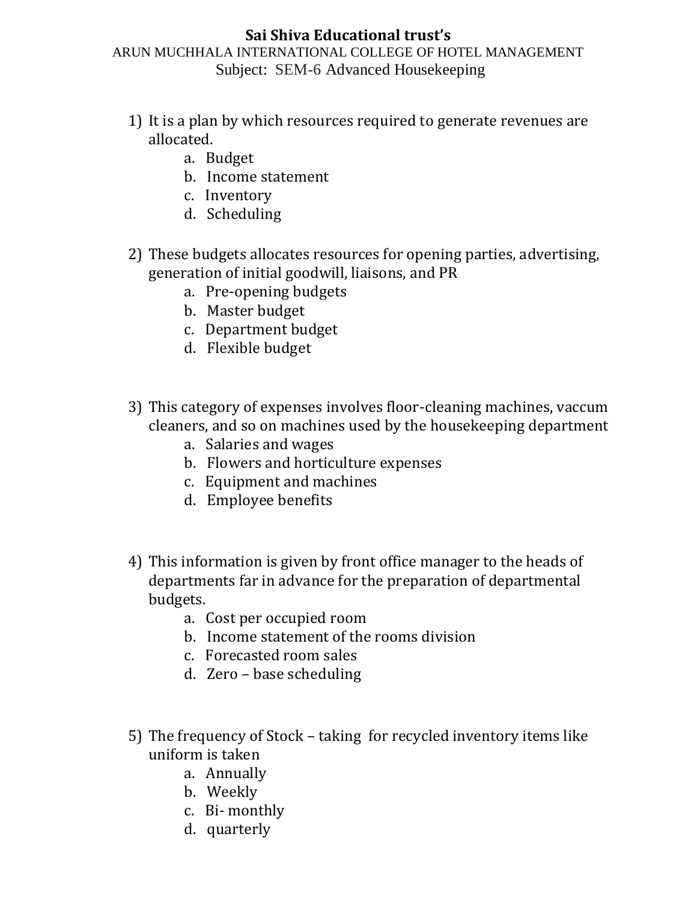# Sai Shiva Educational trust's

ARUN MUCHHALA INTERNATIONAL COLLEGE OF HOTEL MANAGEMENT

Subject: SEM-6 Advanced Housekeeping

1) It is a plan by which resources required to generate revenues are allocated.
   a. Budget
   b. Income statement
   c. Inventory
   d. Scheduling

2) These budgets allocates resources for opening parties, advertising, generation of initial goodwill, liaisons, and PR
   a. Pre-opening budgets
   b. Master budget
   c. Department budget
   d. Flexible budget

3) This category of expenses involves floor-cleaning machines, vaccum cleaners, and so on machines used by the housekeeping department
   a. Salaries and wages
   b. Flowers and horticulture expenses
   c. Equipment and machines
   d. Employee benefits

4) This information is given by front office manager to the heads of departments far in advance for the preparation of departmental budgets.
   a. Cost per occupied room
   b. Income statement of the rooms division
   c. Forecasted room sales
   d. Zero – base scheduling

5) The frequency of Stock – taking for recycled inventory items like uniform is taken
   a. Annually
   b. Weekly
   c. Bi- monthly
   d. quarterly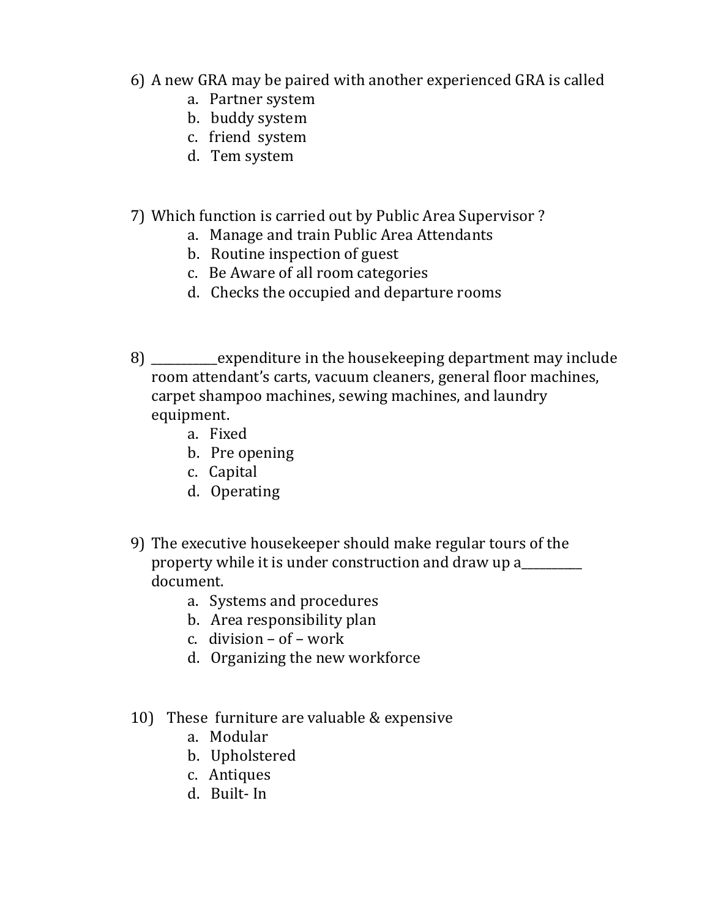6) A new GRA may be paired with another experienced GRA is called
   a. Partner system
   b. buddy system
   c. friend system
   d. Tem system

7) Which function is carried out by Public Area Supervisor ?
   a. Manage and train Public Area Attendants
   b. Routine inspection of guest
   c. Be Aware of all room categories
   d. Checks the occupied and departure rooms

8) ___________expenditure in the housekeeping department may include room attendant's carts, vacuum cleaners, general floor machines, carpet shampoo machines, sewing machines, and laundry equipment.
   a. Fixed
   b. Pre opening
   c. Capital
   d. Operating

9) The executive housekeeper should make regular tours of the property while it is under construction and draw up a__________ document.
   a. Systems and procedures
   b. Area responsibility plan
   c. division – of – work
   d. Organizing the new workforce

10) These furniture are valuable & expensive
   a. Modular
   b. Upholstered
   c. Antiques
   d. Built- In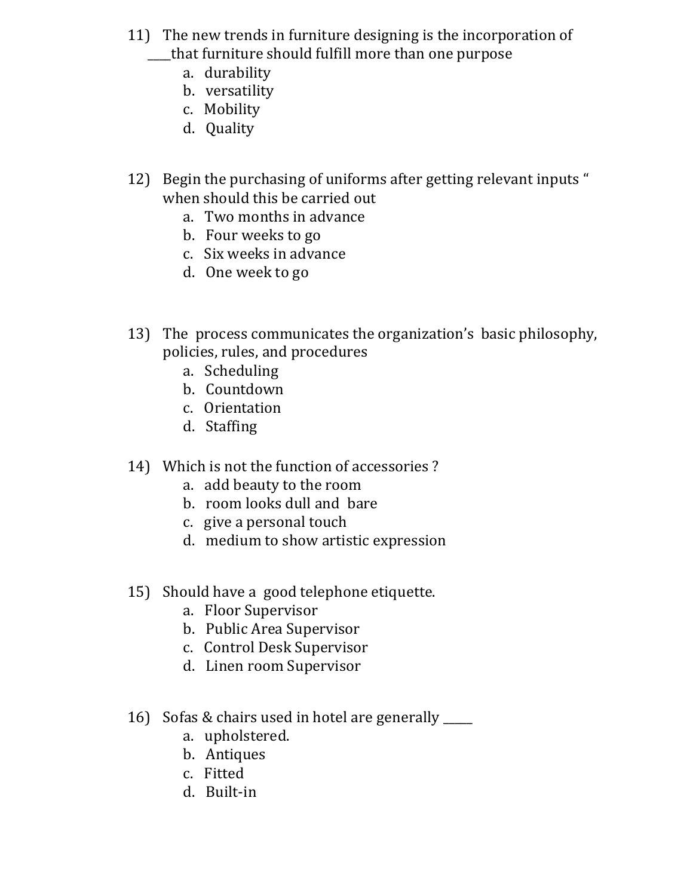11) The new trends in furniture designing is the incorporation of ____that furniture should fulfill more than one purpose

    a. durability
    b. versatility
    c. Mobility
    d. Quality

12) Begin the purchasing of uniforms after getting relevant inputs “ when should this be carried out

    a. Two months in advance
    b. Four weeks to go
    c. Six weeks in advance
    d. One week to go

13) The process communicates the organization’s basic philosophy, policies, rules, and procedures

    a. Scheduling
    b. Countdown
    c. Orientation
    d. Staffing

14) Which is not the function of accessories ?

    a. add beauty to the room
    b. room looks dull and bare
    c. give a personal touch
    d. medium to show artistic expression

15) Should have a good telephone etiquette.

    a. Floor Supervisor
    b. Public Area Supervisor
    c. Control Desk Supervisor
    d. Linen room Supervisor

16) Sofas & chairs used in hotel are generally _____

    a. upholstered.
    b. Antiques
    c. Fitted
    d. Built-in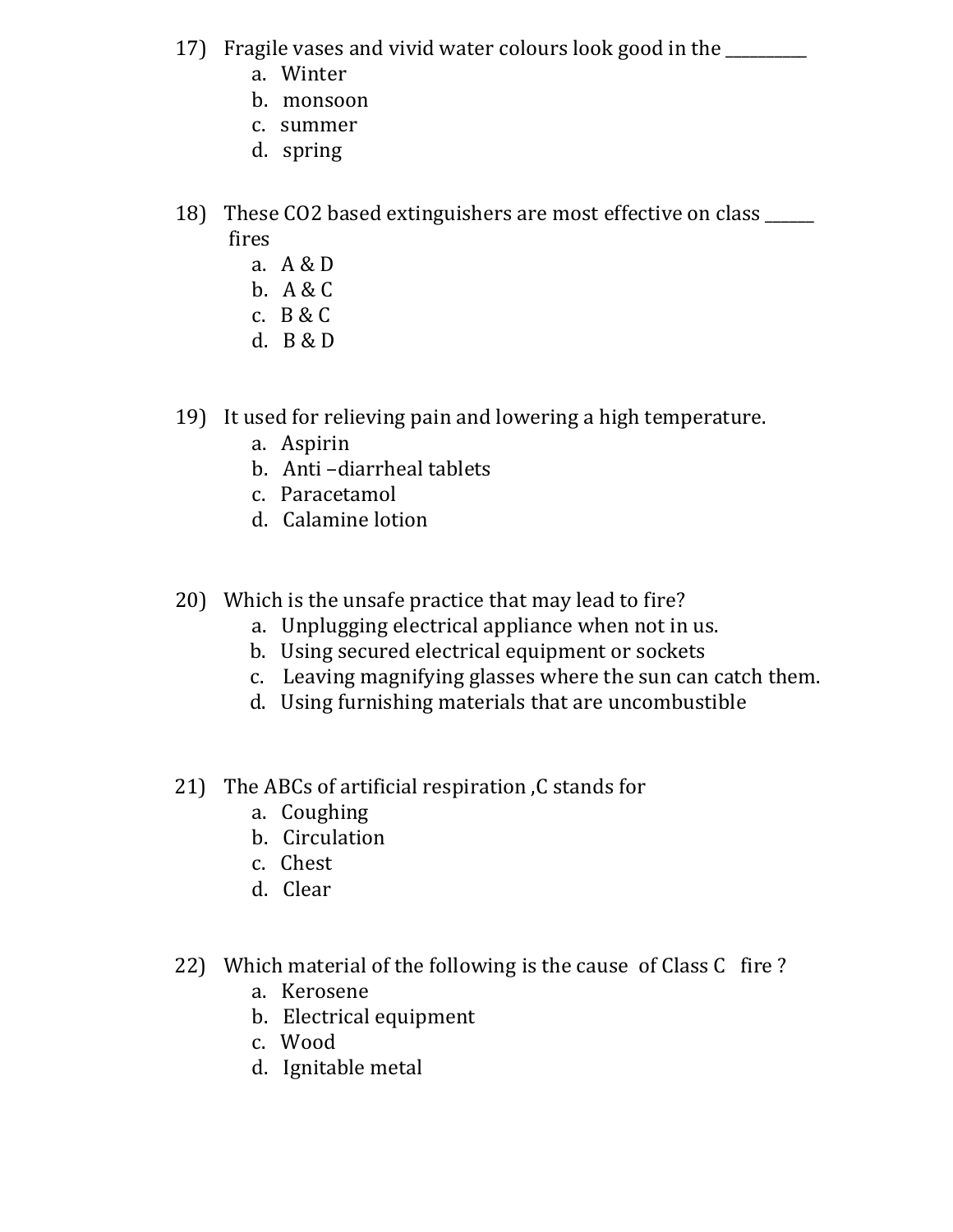17) Fragile vases and vivid water colours look good in the _________

a. Winter
b. monsoon
c. summer
d. spring

18) These $CO_2$ based extinguishers are most effective on class ______ fires

a. A & D
b. A & C
c. B & C
d. B & D

19) It used for relieving pain and lowering a high temperature.

a. Aspirin
b. Anti –diarrheal tablets
c. Paracetamol
d. Calamine lotion

20) Which is the unsafe practice that may lead to fire?

a. Unplugging electrical appliance when not in us.
b. Using secured electrical equipment or sockets
c. Leaving magnifying glasses where the sun can catch them.
d. Using furnishing materials that are uncombustible

21) The ABCs of artificial respiration ,C stands for

a. Coughing
b. Circulation
c. Chest
d. Clear

22) Which material of the following is the cause of Class C fire ?

a. Kerosene
b. Electrical equipment
c. Wood
d. Ignitable metal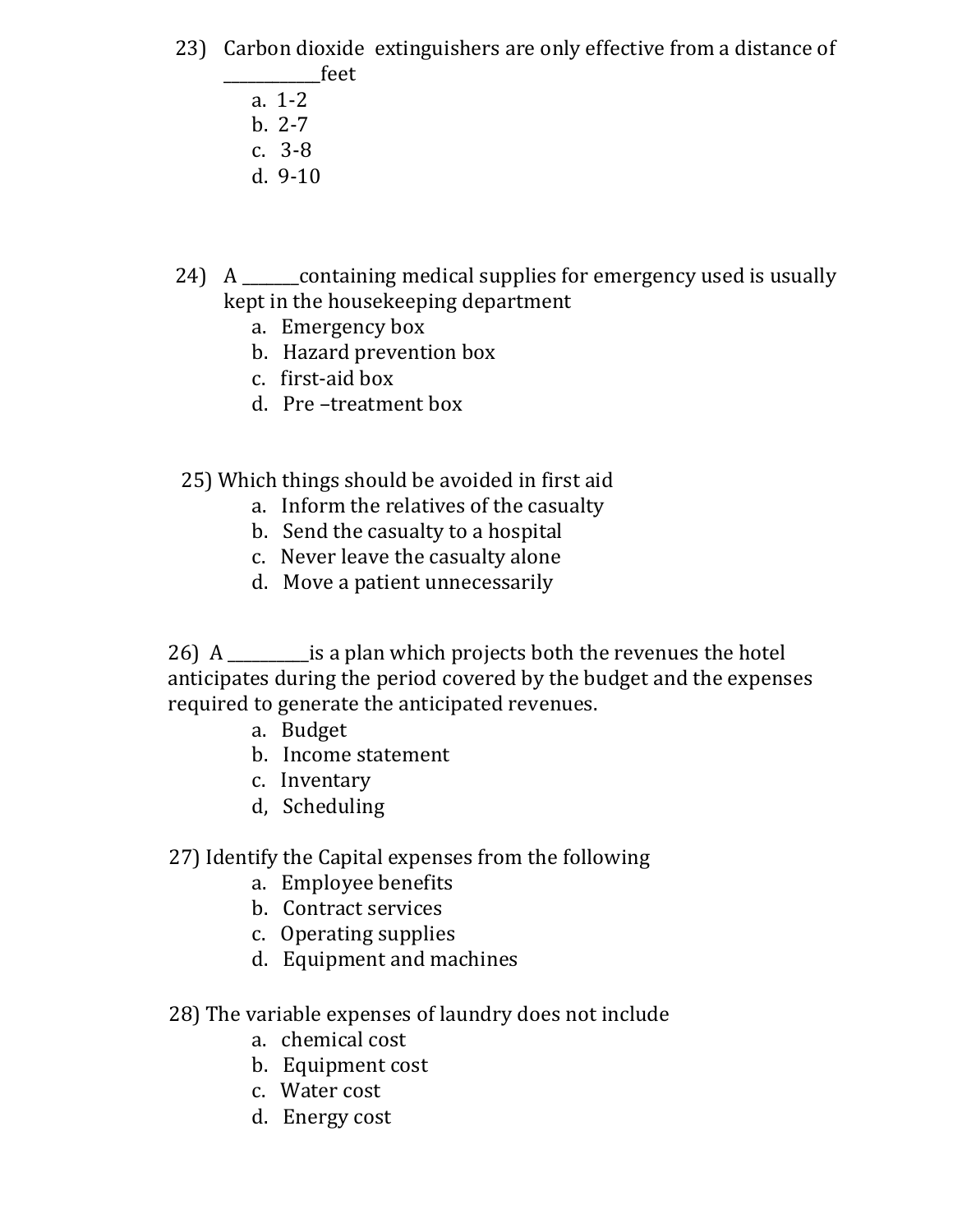23) Carbon dioxide extinguishers are only effective from a distance of ___________feet

a. 1-2
b. 2-7
c. 3-8
d. 9-10

24) A _______containing medical supplies for emergency used is usually kept in the housekeeping department

a. Emergency box
b. Hazard prevention box
c. first-aid box
d. Pre –treatment box

25) Which things should be avoided in first aid

a. Inform the relatives of the casualty
b. Send the casualty to a hospital
c. Never leave the casualty alone
d. Move a patient unnecessarily

26) A __________is a plan which projects both the revenues the hotel anticipates during the period covered by the budget and the expenses required to generate the anticipated revenues.

a. Budget
b. Income statement
c. Inventary
d, Scheduling

27) Identify the Capital expenses from the following

a. Employee benefits
b. Contract services
c. Operating supplies
d. Equipment and machines

28) The variable expenses of laundry does not include

a. chemical cost
b. Equipment cost
c. Water cost
d. Energy cost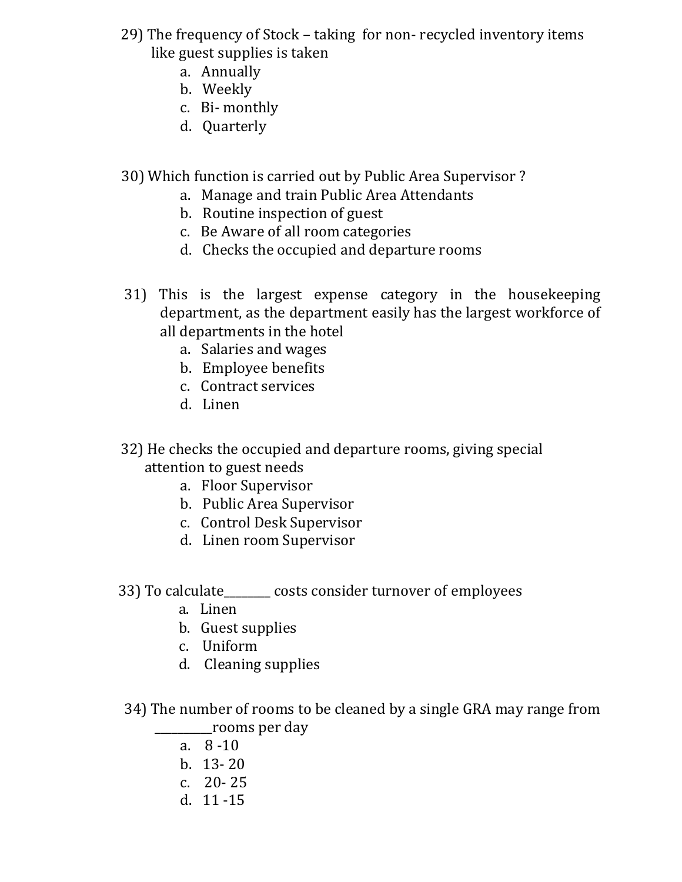29) The frequency of Stock – taking for non- recycled inventory items like guest supplies is taken

a. Annually
b. Weekly
c. Bi- monthly
d. Quarterly

30) Which function is carried out by Public Area Supervisor ?

a. Manage and train Public Area Attendants
b. Routine inspection of guest
c. Be Aware of all room categories
d. Checks the occupied and departure rooms

31) This is the largest expense category in the housekeeping department, as the department easily has the largest workforce of all departments in the hotel

a. Salaries and wages
b. Employee benefits
c. Contract services
d. Linen

32) He checks the occupied and departure rooms, giving special attention to guest needs

a. Floor Supervisor
b. Public Area Supervisor
c. Control Desk Supervisor
d. Linen room Supervisor

33) To calculate________ costs consider turnover of employees

a. Linen
b. Guest supplies
c. Uniform
d. Cleaning supplies

34) The number of rooms to be cleaned by a single GRA may range from __________rooms per day

a. 8 -10
b. 13- 20
c. 20- 25
d. 11 -15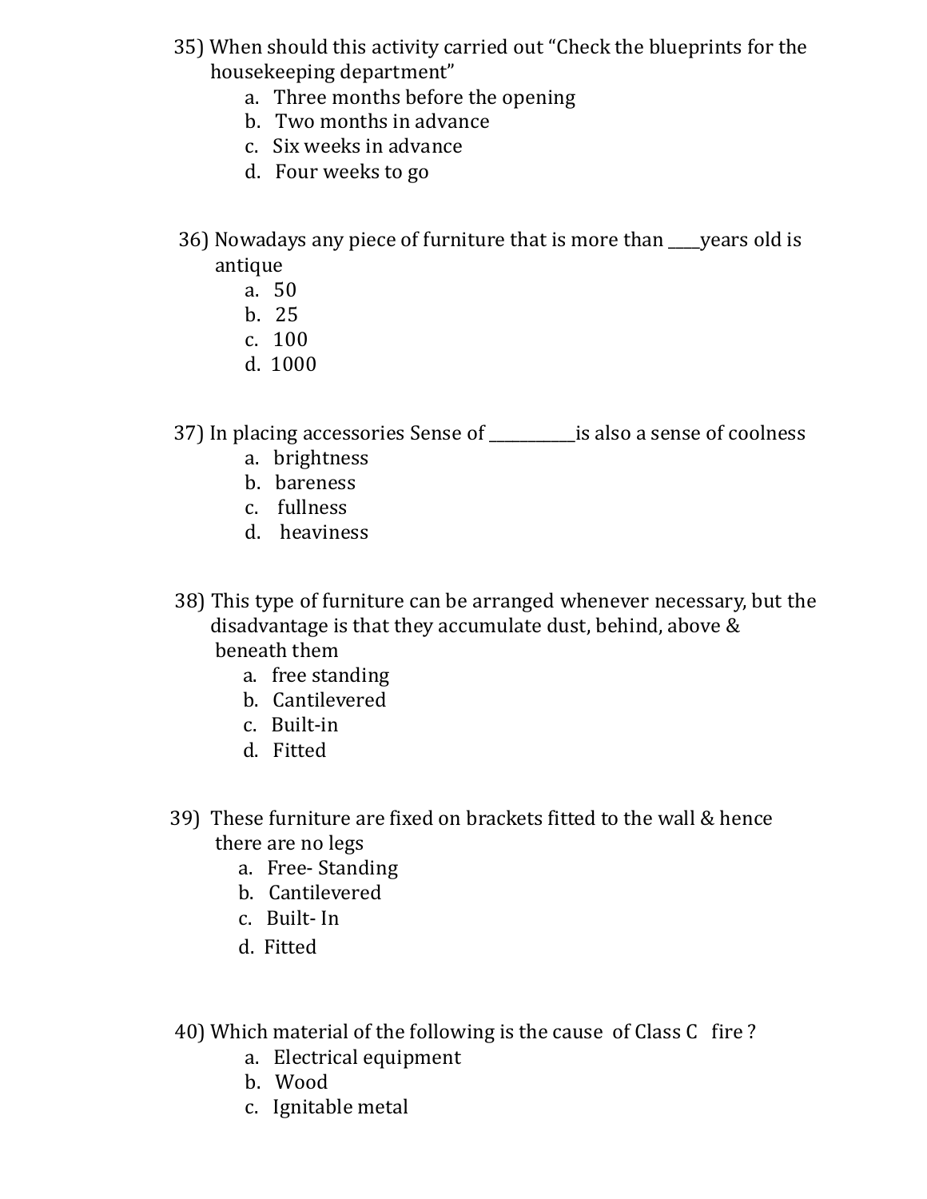35) When should this activity carried out "Check the blueprints for the housekeeping department"

a. Three months before the opening
b. Two months in advance
c. Six weeks in advance
d. Four weeks to go

36) Nowadays any piece of furniture that is more than ____years old is antique

a. 50
b. 25
c. 100
d. 1000

37) In placing accessories Sense of __________is also a sense of coolness

a. brightness
b. bareness
c. fullness
d. heaviness

38) This type of furniture can be arranged whenever necessary, but the disadvantage is that they accumulate dust, behind, above & beneath them

a. free standing
b. Cantilevered
c. Built-in
d. Fitted

39) These furniture are fixed on brackets fitted to the wall & hence there are no legs

a. Free- Standing
b. Cantilevered
c. Built- In
d. Fitted

40) Which material of the following is the cause of Class C fire ?

a. Electrical equipment
b. Wood
c. Ignitable metal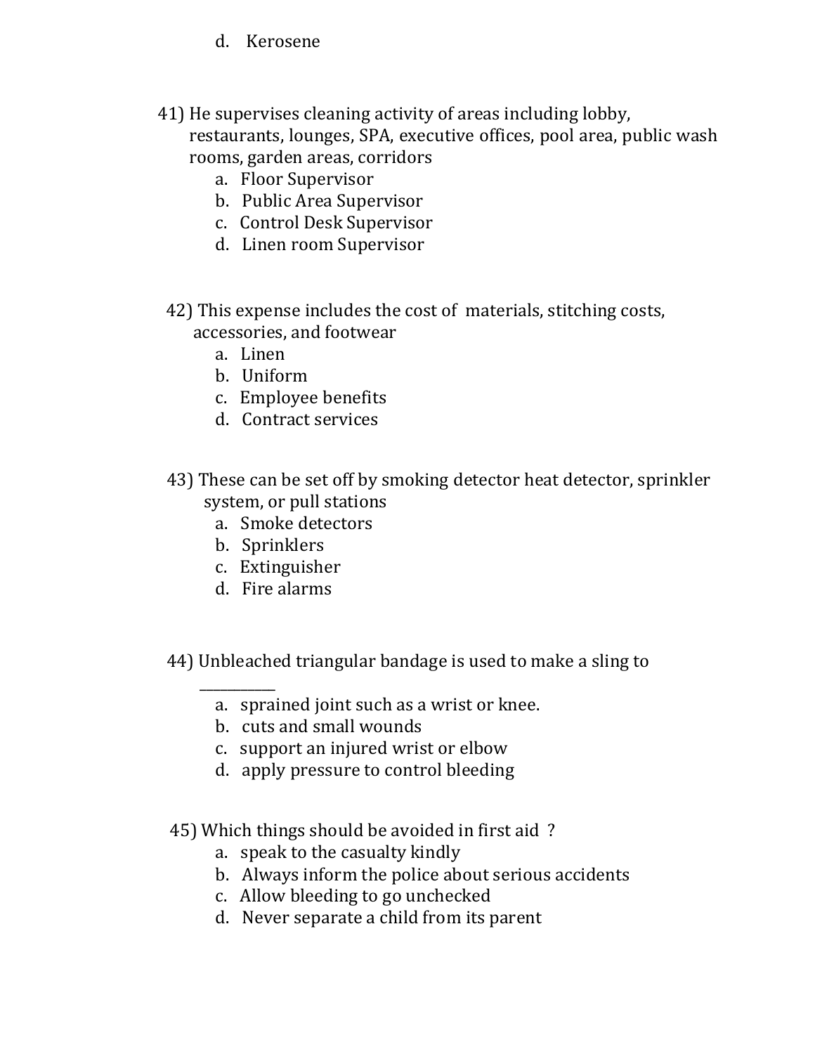d. Kerosene

41) He supervises cleaning activity of areas including lobby, restaurants, lounges, SPA, executive offices, pool area, public wash rooms, garden areas, corridors
   a. Floor Supervisor
   b. Public Area Supervisor
   c. Control Desk Supervisor
   d. Linen room Supervisor

42) This expense includes the cost of materials, stitching costs, accessories, and footwear
   a. Linen
   b. Uniform
   c. Employee benefits
   d. Contract services

43) These can be set off by smoking detector heat detector, sprinkler system, or pull stations
   a. Smoke detectors
   b. Sprinklers
   c. Extinguisher
   d. Fire alarms

44) Unbleached triangular bandage is used to make a sling to __________
   a. sprained joint such as a wrist or knee.
   b. cuts and small wounds
   c. support an injured wrist or elbow
   d. apply pressure to control bleeding

45) Which things should be avoided in first aid ?
   a. speak to the casualty kindly
   b. Always inform the police about serious accidents
   c. Allow bleeding to go unchecked
   d. Never separate a child from its parent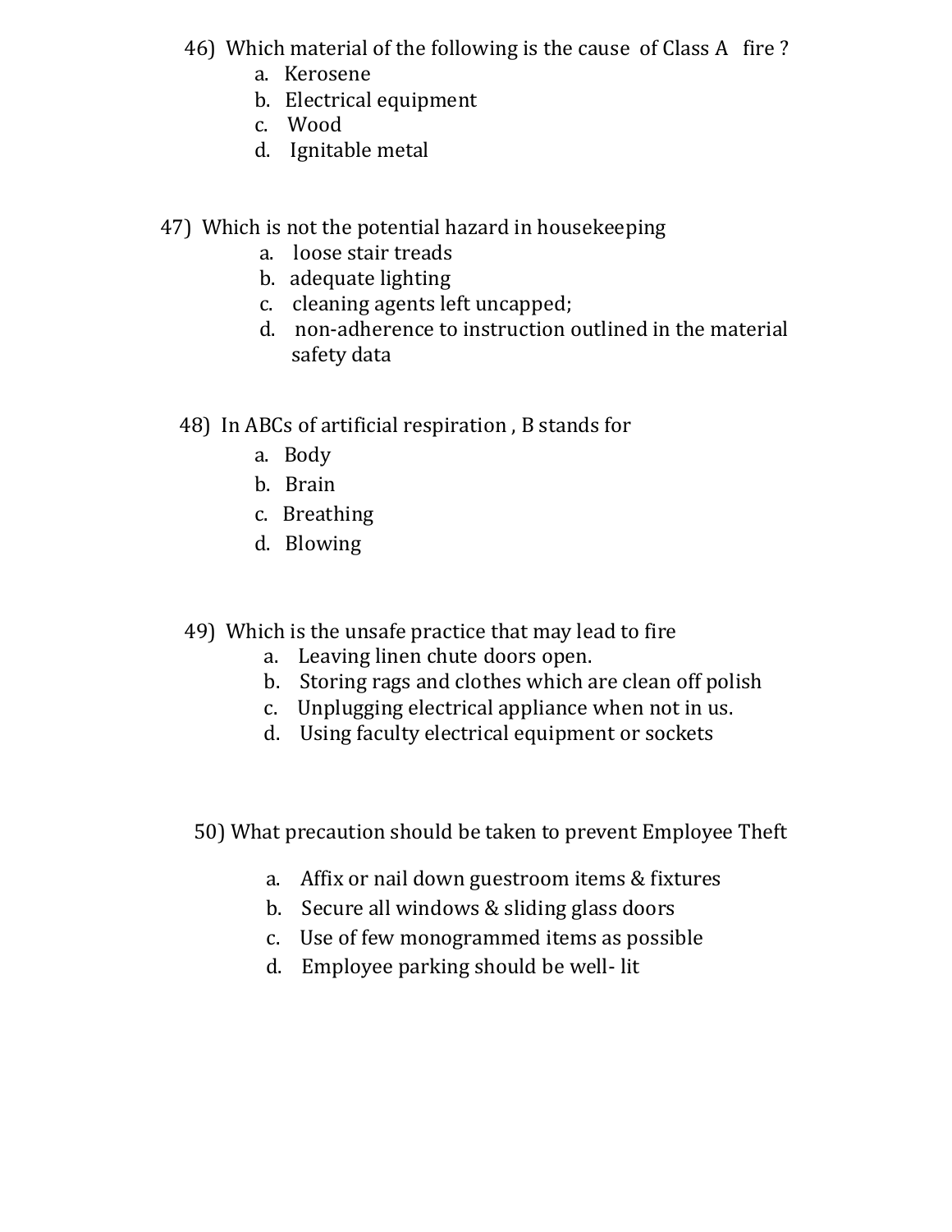46) Which material of the following is the cause of Class A fire ?

a. Kerosene
b. Electrical equipment
c. Wood
d. Ignitable metal

47) Which is not the potential hazard in housekeeping

a. loose stair treads
b. adequate lighting
c. cleaning agents left uncapped;
d. non-adherence to instruction outlined in the material safety data

48) In ABCs of artificial respiration , B stands for

a. Body
b. Brain
c. Breathing
d. Blowing

49) Which is the unsafe practice that may lead to fire

a. Leaving linen chute doors open.
b. Storing rags and clothes which are clean off polish
c. Unplugging electrical appliance when not in us.
d. Using faculty electrical equipment or sockets

50) What precaution should be taken to prevent Employee Theft

a. Affix or nail down guestroom items & fixtures
b. Secure all windows & sliding glass doors
c. Use of few monogrammed items as possible
d. Employee parking should be well- lit